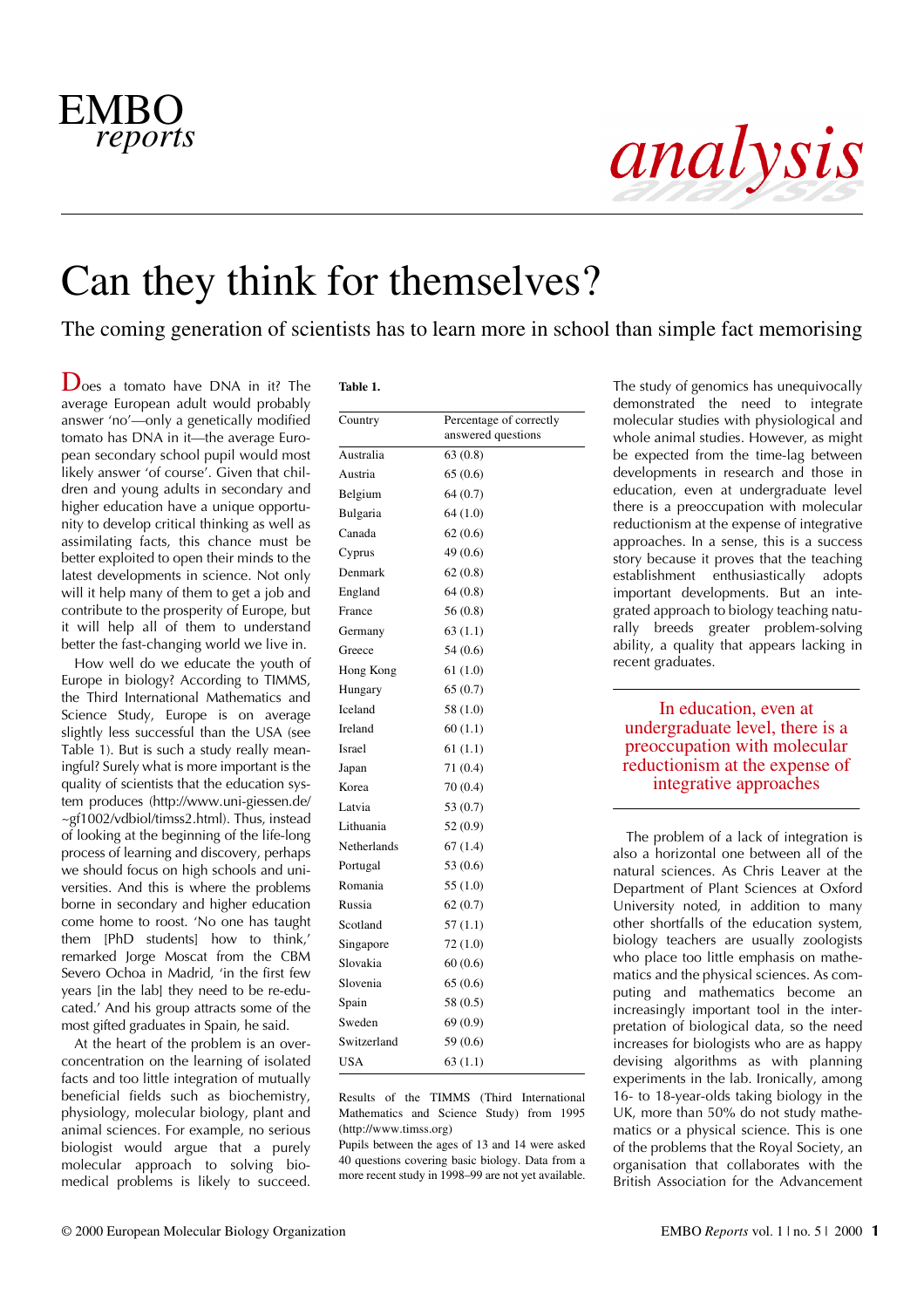# Can they think for themselves?

## The coming generation of scientists has to learn more in school than simple fact memorising

Does a tomato have DNA in it? The average European adult would probably answer 'no'—only a genetically modified tomato has DNA in it—the average European secondary school pupil would most likely answer 'of course'. Given that children and young adults in secondary and higher education have a unique opportunity to develop critical thinking as well as assimilating facts, this chance must be better exploited to open their minds to the latest developments in science. Not only will it help many of them to get a job and contribute to the prosperity of Europe, but it will help all of them to understand better the fast-changing world we live in.

How well do we educate the youth of Europe in biology? According to TIMMS, the Third International Mathematics and Science Study, Europe is on average slightly less successful than the USA (see Table 1). But is such a study really meaningful? Surely what is more important is the quality of scientists that the education system produces (http://www.uni-giessen.de/~gf1002/vdbiol/timss2.html). Thus, instead of looking at the beginning of the life-long process of learning and discovery, perhaps we should focus on high schools and universities. And this is where the problems borne in secondary and higher education come home to roost. 'No one has taught them [PhD students] how to think,' remarked Jorge Moscat from the CBM Severo Ochoa in Madrid, 'in the first few years [in the lab] they need to be re-educated.' And his group attracts some of the most gifted graduates in Spain, he said.

At the heart of the problem is an over-concentration on the learning of isolated facts and too little integration of mutually beneficial fields such as biochemistry, physiology, molecular biology, plant and animal sciences. For example, no serious biologist would argue that a purely molecular approach to solving biomedical problems is likely to succeed.

**Table 1.**

| Country | Percentage of correctly answered questions |
|---|---|
| Australia | 63 (0.8) |
| Austria | 65 (0.6) |
| Belgium | 64 (0.7) |
| Bulgaria | 64 (1.0) |
| Canada | 62 (0.6) |
| Cyprus | 49 (0.6) |
| Denmark | 62 (0.8) |
| England | 64 (0.8) |
| France | 56 (0.8) |
| Germany | 63 (1.1) |
| Greece | 54 (0.6) |
| Hong Kong | 61 (1.0) |
| Hungary | 65 (0.7) |
| Iceland | 58 (1.0) |
| Ireland | 60 (1.1) |
| Israel | 61 (1.1) |
| Japan | 71 (0.4) |
| Korea | 70 (0.4) |
| Latvia | 53 (0.7) |
| Lithuania | 52 (0.9) |
| Netherlands | 67 (1.4) |
| Portugal | 53 (0.6) |
| Romania | 55 (1.0) |
| Russia | 62 (0.7) |
| Scotland | 57 (1.1) |
| Singapore | 72 (1.0) |
| Slovakia | 60 (0.6) |
| Slovenia | 65 (0.6) |
| Spain | 58 (0.5) |
| Sweden | 69 (0.9) |
| Switzerland | 59 (0.6) |
| USA | 63 (1.1) |

Results of the TIMMS (Third International Mathematics and Science Study) from 1995 (http://www.timss.org)

Pupils between the ages of 13 and 14 were asked 40 questions covering basic biology. Data from a more recent study in 1998–99 are not yet available.

The study of genomics has unequivocally demonstrated the need to integrate molecular studies with physiological and whole animal studies. However, as might be expected from the time-lag between developments in research and those in education, even at undergraduate level there is a preoccupation with molecular reductionism at the expense of integrative approaches. In a sense, this is a success story because it proves that the teaching establishment enthusiastically adopts important developments. But an integrated approach to biology teaching naturally breeds greater problem-solving ability, a quality that appears lacking in recent graduates.

> In education, even at undergraduate level, there is a preoccupation with molecular reductionism at the expense of integrative approaches

The problem of a lack of integration is also a horizontal one between all of the natural sciences. As Chris Leaver at the Department of Plant Sciences at Oxford University noted, in addition to many other shortfalls of the education system, biology teachers are usually zoologists who place too little emphasis on mathematics and the physical sciences. As computing and mathematics become an increasingly important tool in the interpretation of biological data, so the need increases for biologists who are as happy devising algorithms as with planning experiments in the lab. Ironically, among 16- to 18-year-olds taking biology in the UK, more than 50% do not study mathematics or a physical science. This is one of the problems that the Royal Society, an organisation that collaborates with the British Association for the Advancement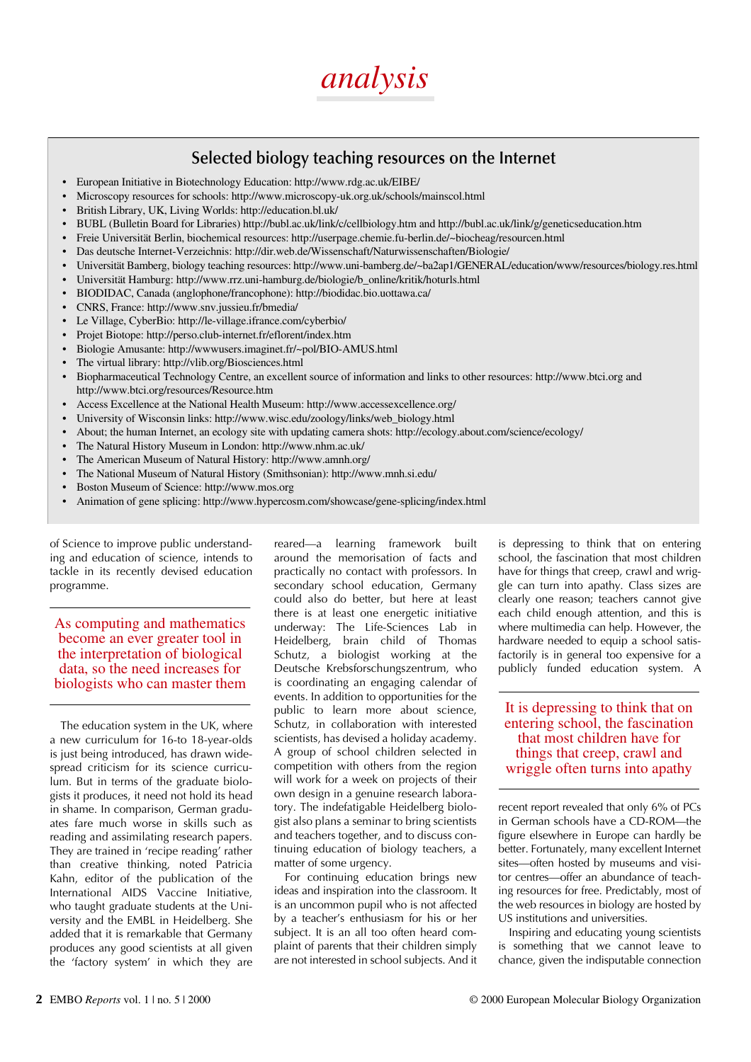## Selected biology teaching resources on the Internet

- European Initiative in Biotechnology Education: http://www.rdg.ac.uk/EIBE/
- Microscopy resources for schools: http://www.microscopy-uk.org.uk/schools/mainscol.html
- British Library, UK, Living Worlds: http://education.bl.uk/
- BUBL (Bulletin Board for Libraries) http://bubl.ac.uk/link/c/cellbiology.htm and http://bubl.ac.uk/link/g/geneticseducation.htm
- Freie Universität Berlin, biochemical resources: http://userpage.chemie.fu-berlin.de/~biocheag/resourcen.html
- Das deutsche Internet-Verzeichnis: http://dir.web.de/Wissenschaft/Naturwissenschaften/Biologie/
- Universität Bamberg, biology teaching resources: http://www.uni-bamberg.de/~ba2ap1/GENERAL/education/www/resources/biology.res.html
- Universität Hamburg: http://www.rrz.uni-hamburg.de/biologie/b_online/kritik/hoturls.html
- BIODIDAC, Canada (anglophone/francophone): http://biodidac.bio.uottawa.ca/
- CNRS, France: http://www.snv.jussieu.fr/bmedia/
- Le Village, CyberBio: http://le-village.ifrance.com/cyberbio/
- Projet Biotope: http://perso.club-internet.fr/eflorent/index.htm
- Biologie Amusante: http://wwwusers.imaginet.fr/~pol/BIO-AMUS.html
- The virtual library: http://vlib.org/Biosciences.html
- Biopharmaceutical Technology Centre, an excellent source of information and links to other resources: http://www.btci.org and http://www.btci.org/resources/Resource.htm
- Access Excellence at the National Health Museum: http://www.accessexcellence.org/
- University of Wisconsin links: http://www.wisc.edu/zoology/links/web_biology.html
- About; the human Internet, an ecology site with updating camera shots: http://ecology.about.com/science/ecology/
- The Natural History Museum in London: http://www.nhm.ac.uk/
- The American Museum of Natural History: http://www.amnh.org/
- The National Museum of Natural History (Smithsonian): http://www.mnh.si.edu/
- Boston Museum of Science: http://www.mos.org
- Animation of gene splicing: http://www.hypercosm.com/showcase/gene-splicing/index.html

of Science to improve public understanding and education of science, intends to tackle in its recently devised education programme.

> As computing and mathematics become an ever greater tool in the interpretation of biological data, so the need increases for biologists who can master them

The education system in the UK, where a new curriculum for 16-to 18-year-olds is just being introduced, has drawn widespread criticism for its science curriculum. But in terms of the graduate biologists it produces, it need not hold its head in shame. In comparison, German graduates fare much worse in skills such as reading and assimilating research papers. They are trained in 'recipe reading' rather than creative thinking, noted Patricia Kahn, editor of the publication of the International AIDS Vaccine Initiative, who taught graduate students at the University and the EMBL in Heidelberg. She added that it is remarkable that Germany produces any good scientists at all given the 'factory system' in which they are reared—a learning framework built around the memorisation of facts and practically no contact with professors. In secondary school education, Germany could also do better, but here at least there is at least one energetic initiative underway: The Life-Sciences Lab in Heidelberg, brain child of Thomas Schutz, a biologist working at the Deutsche Krebsforschungszentrum, who is coordinating an engaging calendar of events. In addition to opportunities for the public to learn more about science, Schutz, in collaboration with interested scientists, has devised a holiday academy. A group of school children selected in competition with others from the region will work for a week on projects of their own design in a genuine research laboratory. The indefatigable Heidelberg biologist also plans a seminar to bring scientists and teachers together, and to discuss continuing education of biology teachers, a matter of some urgency.

For continuing education brings new ideas and inspiration into the classroom. It is an uncommon pupil who is not affected by a teacher's enthusiasm for his or her subject. It is an all too often heard complaint of parents that their children simply are not interested in school subjects. And it is depressing to think that on entering school, the fascination that most children have for things that creep, crawl and wriggle can turn into apathy. Class sizes are clearly one reason; teachers cannot give each child enough attention, and this is where multimedia can help. However, the hardware needed to equip a school satisfactorily is in general too expensive for a publicly funded education system. A recent report revealed that only 6% of PCs in German schools have a CD-ROM—the figure elsewhere in Europe can hardly be better. Fortunately, many excellent Internet sites—often hosted by museums and visitor centres—offer an abundance of teaching resources for free. Predictably, most of the web resources in biology are hosted by US institutions and universities.

> It is depressing to think that on entering school, the fascination that most children have for things that creep, crawl and wriggle often turns into apathy

Inspiring and educating young scientists is something that we cannot leave to chance, given the indisputable connection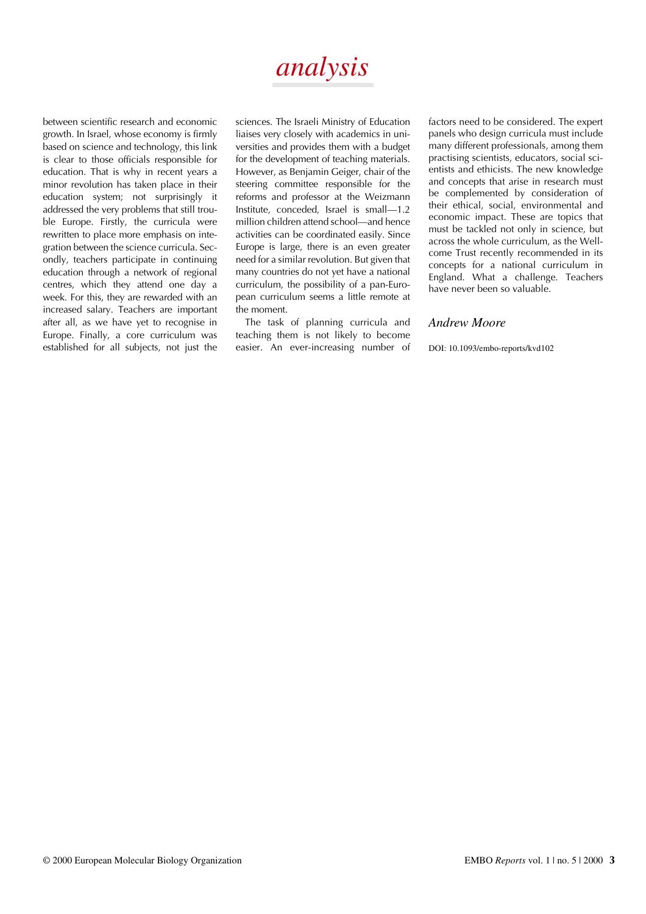between scientific research and economic growth. In Israel, whose economy is firmly based on science and technology, this link is clear to those officials responsible for education. That is why in recent years a minor revolution has taken place in their education system; not surprisingly it addressed the very problems that still trouble Europe. Firstly, the curricula were rewritten to place more emphasis on integration between the science curricula. Secondly, teachers participate in continuing education through a network of regional centres, which they attend one day a week. For this, they are rewarded with an increased salary. Teachers are important after all, as we have yet to recognise in Europe. Finally, a core curriculum was established for all subjects, not just the sciences. The Israeli Ministry of Education liaises very closely with academics in universities and provides them with a budget for the development of teaching materials. However, as Benjamin Geiger, chair of the steering committee responsible for the reforms and professor at the Weizmann Institute, conceded, Israel is small—1.2 million children attend school—and hence activities can be coordinated easily. Since Europe is large, there is an even greater need for a similar revolution. But given that many countries do not yet have a national curriculum, the possibility of a pan-European curriculum seems a little remote at the moment.

The task of planning curricula and teaching them is not likely to become easier. An ever-increasing number of factors need to be considered. The expert panels who design curricula must include many different professionals, among them practising scientists, educators, social scientists and ethicists. The new knowledge and concepts that arise in research must be complemented by consideration of their ethical, social, environmental and economic impact. These are topics that must be tackled not only in science, but across the whole curriculum, as the Wellcome Trust recently recommended in its concepts for a national curriculum in England. What a challenge. Teachers have never been so valuable.

*Andrew Moore*

DOI: 10.1093/embo-reports/kvd102